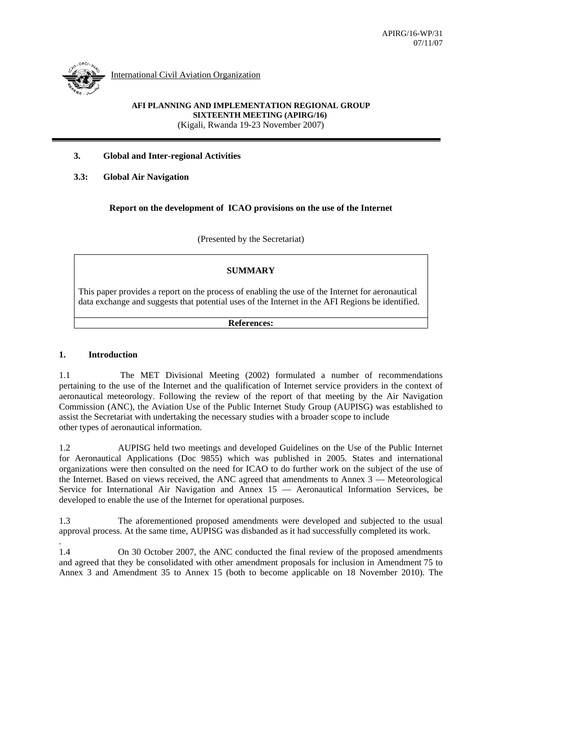APIRG/16-WP/31
07/11/07

International Civil Aviation Organization

**AFI PLANNING AND IMPLEMENTATION REGIONAL GROUP**
**SIXTEENTH MEETING (APIRG/16)**
(Kigali, Rwanda 19-23 November 2007)

**3. Global and Inter-regional Activities**

**3.3: Global Air Navigation**

**Report on the development of ICAO provisions on the use of the Internet**

(Presented by the Secretariat)

| **SUMMARY** |
| --- |
| This paper provides a report on the process of enabling the use of the Internet for aeronautical data exchange and suggests that potential uses of the Internet in the AFI Regions be identified. |
| **References:** |

## 1. Introduction

1.1 The MET Divisional Meeting (2002) formulated a number of recommendations pertaining to the use of the Internet and the qualification of Internet service providers in the context of aeronautical meteorology. Following the review of the report of that meeting by the Air Navigation Commission (ANC), the Aviation Use of the Public Internet Study Group (AUPISG) was established to assist the Secretariat with undertaking the necessary studies with a broader scope to include other types of aeronautical information.

1.2 AUPISG held two meetings and developed Guidelines on the Use of the Public Internet for Aeronautical Applications (Doc 9855) which was published in 2005. States and international organizations were then consulted on the need for ICAO to do further work on the subject of the use of the Internet. Based on views received, the ANC agreed that amendments to Annex 3 — Meteorological Service for International Air Navigation and Annex 15 — Aeronautical Information Services, be developed to enable the use of the Internet for operational purposes.

1.3 The aforementioned proposed amendments were developed and subjected to the usual approval process. At the same time, AUPISG was disbanded as it had successfully completed its work.

1.4 On 30 October 2007, the ANC conducted the final review of the proposed amendments and agreed that they be consolidated with other amendment proposals for inclusion in Amendment 75 to Annex 3 and Amendment 35 to Annex 15 (both to become applicable on 18 November 2010). The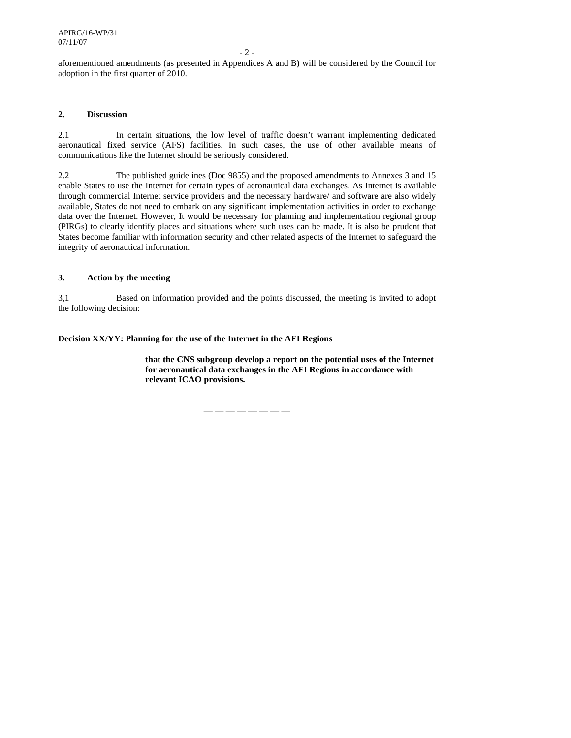aforementioned amendments (as presented in Appendices A and B) will be considered by the Council for adoption in the first quarter of 2010.

## 2. Discussion

2.1 In certain situations, the low level of traffic doesn't warrant implementing dedicated aeronautical fixed service (AFS) facilities. In such cases, the use of other available means of communications like the Internet should be seriously considered.

2.2 The published guidelines (Doc 9855) and the proposed amendments to Annexes 3 and 15 enable States to use the Internet for certain types of aeronautical data exchanges. As Internet is available through commercial Internet service providers and the necessary hardware/ and software are also widely available, States do not need to embark on any significant implementation activities in order to exchange data over the Internet. However, It would be necessary for planning and implementation regional group (PIRGs) to clearly identify places and situations where such uses can be made. It is also be prudent that States become familiar with information security and other related aspects of the Internet to safeguard the integrity of aeronautical information.

## 3. Action by the meeting

3,1 Based on information provided and the points discussed, the meeting is invited to adopt the following decision:

**Decision XX/YY: Planning for the use of the Internet in the AFI Regions**

> **that the CNS subgroup develop a report on the potential uses of the Internet for aeronautical data exchanges in the AFI Regions in accordance with relevant ICAO provisions.**

— — — — — — — —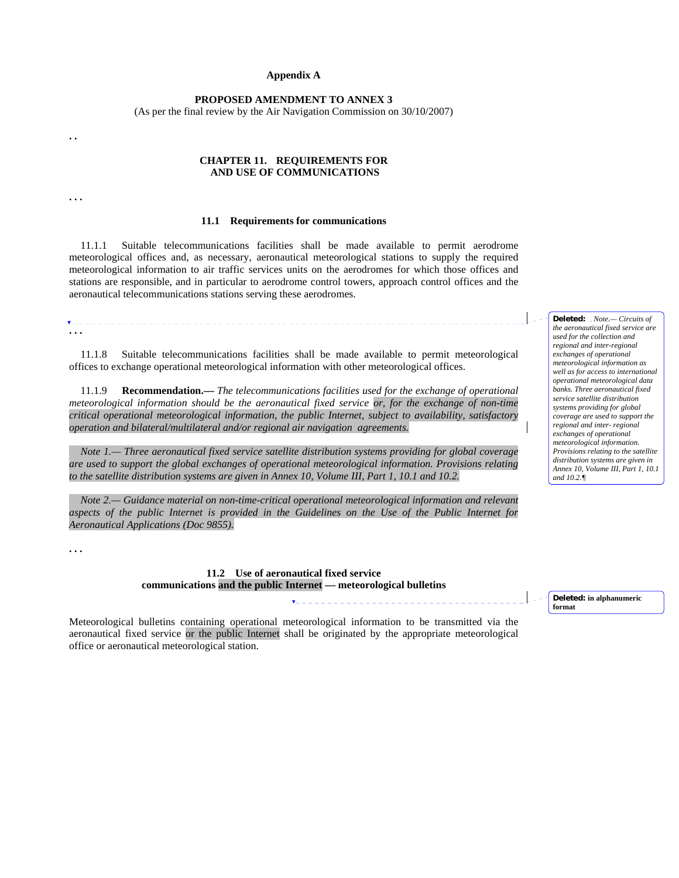**Appendix A**

**PROPOSED AMENDMENT TO ANNEX 3**
(As per the final review by the Air Navigation Commission on 30/10/2007)

. .

## CHAPTER 11. REQUIREMENTS FOR AND USE OF COMMUNICATIONS

. . .

### 11.1 Requirements for communications

11.1.1 Suitable telecommunications facilities shall be made available to permit aerodrome meteorological offices and, as necessary, aeronautical meteorological stations to supply the required meteorological information to air traffic services units on the aerodromes for which those offices and stations are responsible, and in particular to aerodrome control towers, approach control offices and the aeronautical telecommunications stations serving these aerodromes.

**Deleted:** *Note.— Circuits of the aeronautical fixed service are used for the collection and regional and inter-regional exchanges of operational meteorological information as well as for access to international operational meteorological data banks. Three aeronautical fixed service satellite distribution systems providing for global coverage are used to support the regional and inter- regional exchanges of operational meteorological information. Provisions relating to the satellite distribution systems are given in Annex 10, Volume III, Part 1, 10.1 and 10.2.*

. . .

11.1.8 Suitable telecommunications facilities shall be made available to permit meteorological offices to exchange operational meteorological information with other meteorological offices.

11.1.9 **Recommendation.—** *The telecommunications facilities used for the exchange of operational meteorological information should be the aeronautical fixed service or, for the exchange of non-time critical operational meteorological information, the public Internet, subject to availability, satisfactory operation and bilateral/multilateral and/or regional air navigation agreements.*

*Note 1.— Three aeronautical fixed service satellite distribution systems providing for global coverage are used to support the global exchanges of operational meteorological information. Provisions relating to the satellite distribution systems are given in Annex 10, Volume III, Part 1, 10.1 and 10.2.*

*Note 2.— Guidance material on non-time-critical operational meteorological information and relevant aspects of the public Internet is provided in the Guidelines on the Use of the Public Internet for Aeronautical Applications (Doc 9855).*

. . .

### 11.2 Use of aeronautical fixed service communications and the public Internet — meteorological bulletins

**Deleted:** in alphanumeric format

Meteorological bulletins containing operational meteorological information to be transmitted via the aeronautical fixed service or the public Internet shall be originated by the appropriate meteorological office or aeronautical meteorological station.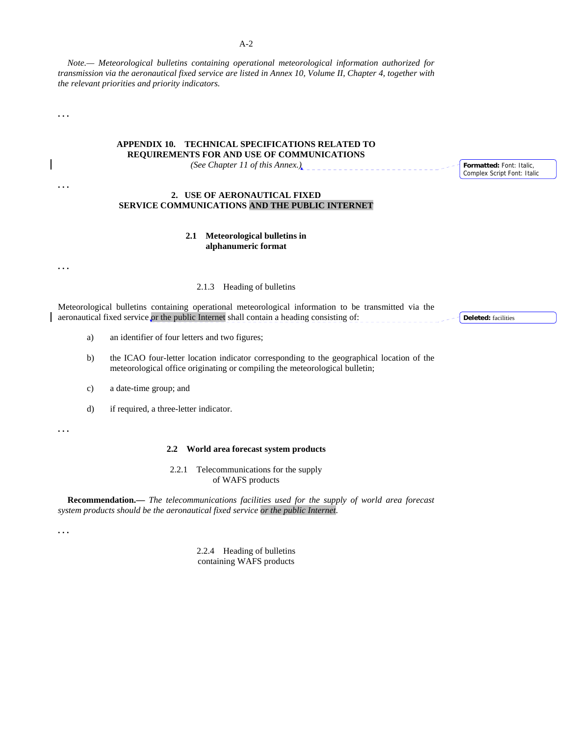*Note.— Meteorological bulletins containing operational meteorological information authorized for transmission via the aeronautical fixed service are listed in Annex 10, Volume II, Chapter 4, together with the relevant priorities and priority indicators.*

. . .

## APPENDIX 10. TECHNICAL SPECIFICATIONS RELATED TO REQUIREMENTS FOR AND USE OF COMMUNICATIONS

*(See Chapter 11 of this Annex.)*

. . .

### 2. USE OF AERONAUTICAL FIXED SERVICE COMMUNICATIONS AND THE PUBLIC INTERNET

#### 2.1 Meteorological bulletins in alphanumeric format

. . .

2.1.3 Heading of bulletins

Meteorological bulletins containing operational meteorological information to be transmitted via the aeronautical fixed service or the public Internet shall contain a heading consisting of:

a) an identifier of four letters and two figures;

b) the ICAO four-letter location indicator corresponding to the geographical location of the meteorological office originating or compiling the meteorological bulletin;

c) a date-time group; and

d) if required, a three-letter indicator.

. . .

#### 2.2 World area forecast system products

2.2.1 Telecommunications for the supply of WAFS products

**Recommendation.—** *The telecommunications facilities used for the supply of world area forecast system products should be the aeronautical fixed service or the public Internet.*

. . .

2.2.4 Heading of bulletins containing WAFS products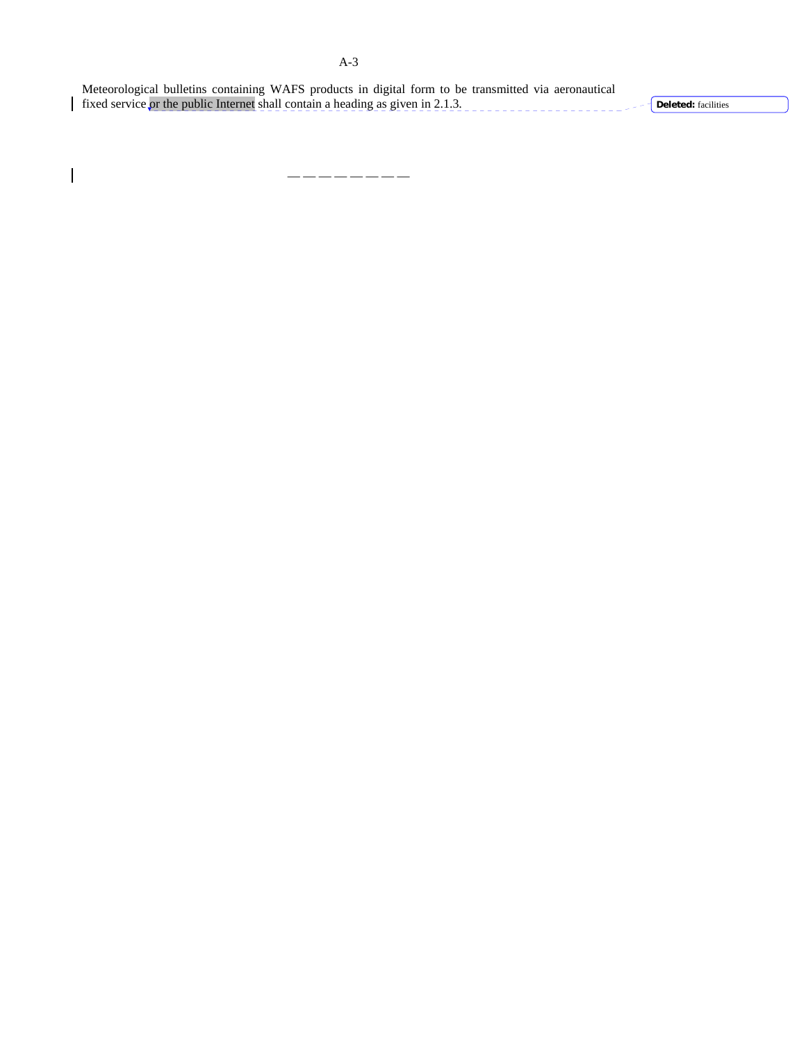Meteorological bulletins containing WAFS products in digital form to be transmitted via aeronautical fixed service or the public Internet shall contain a heading as given in 2.1.3.

Deleted: facilities

— — — — — — — —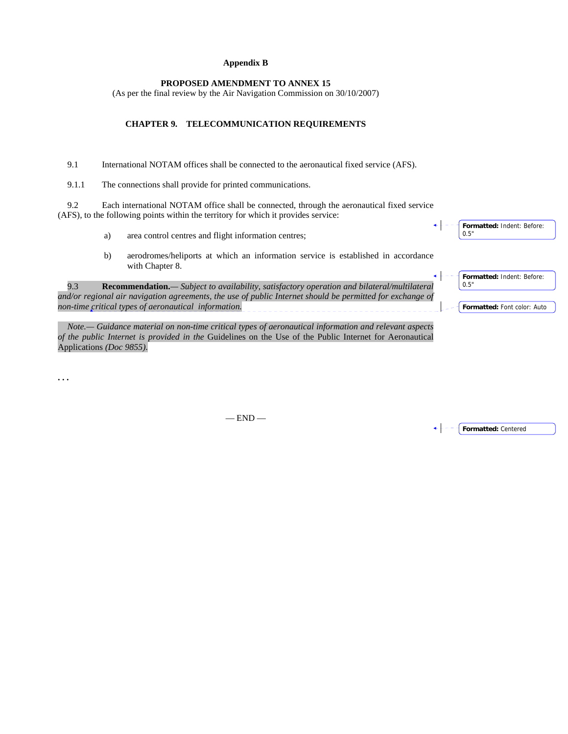**Appendix B**

**PROPOSED AMENDMENT TO ANNEX 15**
(As per the final review by the Air Navigation Commission on 30/10/2007)

**CHAPTER 9. TELECOMMUNICATION REQUIREMENTS**

9.1 International NOTAM offices shall be connected to the aeronautical fixed service (AFS).

9.1.1 The connections shall provide for printed communications.

9.2 Each international NOTAM office shall be connected, through the aeronautical fixed service (AFS), to the following points within the territory for which it provides service:

a) area control centres and flight information centres;

b) aerodromes/heliports at which an information service is established in accordance with Chapter 8.

9.3 **Recommendation.—** *Subject to availability, satisfactory operation and bilateral/multilateral and/or regional air navigation agreements, the use of public Internet should be permitted for exchange of non-time critical types of aeronautical information.*

*Note.— Guidance material on non-time critical types of aeronautical information and relevant aspects of the public Internet is provided in the* Guidelines on the Use of the Public Internet for Aeronautical Applications *(Doc 9855).*

. . .

— END —